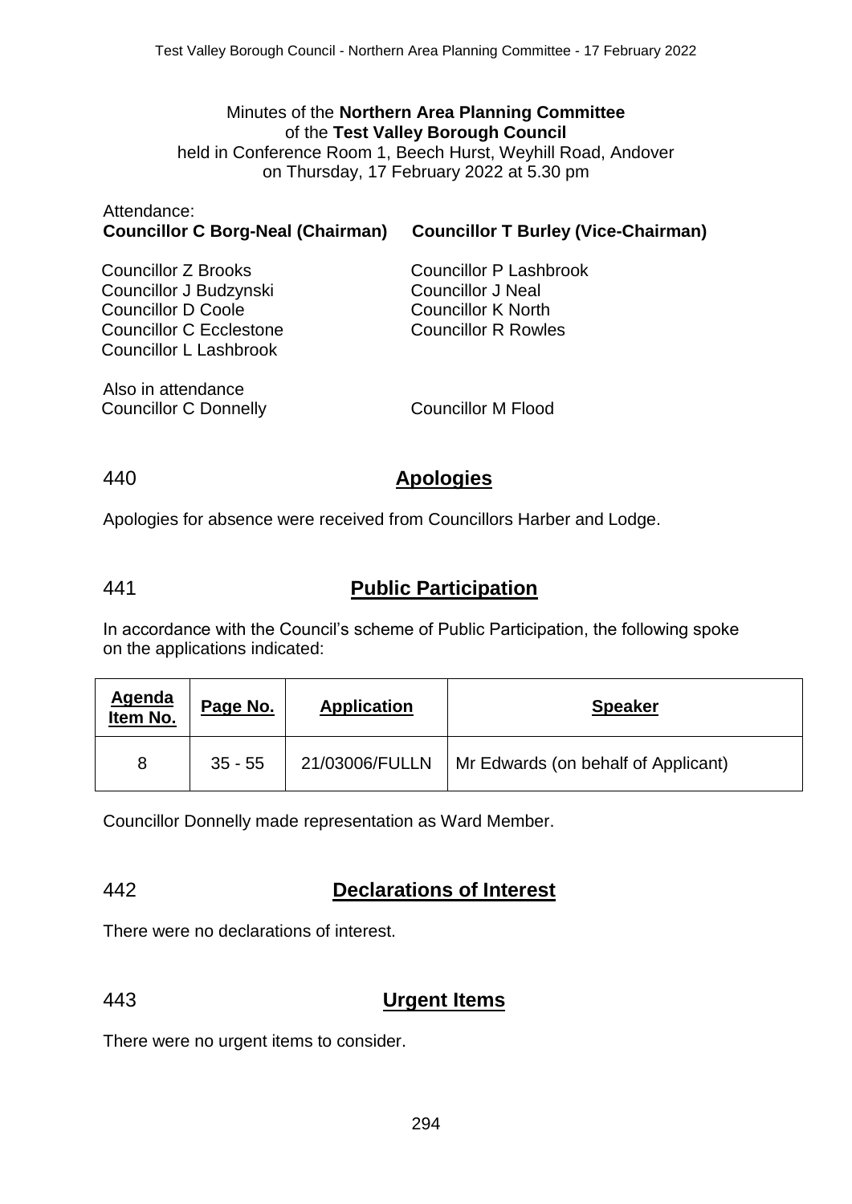Minutes of the **Northern Area Planning Committee**
of the **Test Valley Borough Council**
held in Conference Room 1, Beech Hurst, Weyhill Road, Andover
on Thursday, 17 February 2022 at 5.30 pm

Attendance:

**Councillor C Borg-Neal (Chairman)** **Councillor T Burley (Vice-Chairman)**

Councillor Z Brooks
Councillor J Budzynski
Councillor D Coole
Councillor C Ecclestone
Councillor L Lashbrook
Councillor P Lashbrook
Councillor J Neal
Councillor K North
Councillor R Rowles

Also in attendance
Councillor C Donnelly
Councillor M Flood

## 440 Apologies

Apologies for absence were received from Councillors Harber and Lodge.

## 441 Public Participation

In accordance with the Council's scheme of Public Participation, the following spoke on the applications indicated:

| Agenda Item No. | Page No. | Application | Speaker |
|---|---|---|---|
| 8 | 35 - 55 | 21/03006/FULLN | Mr Edwards (on behalf of Applicant) |

Councillor Donnelly made representation as Ward Member.

## 442 Declarations of Interest

There were no declarations of interest.

## 443 Urgent Items

There were no urgent items to consider.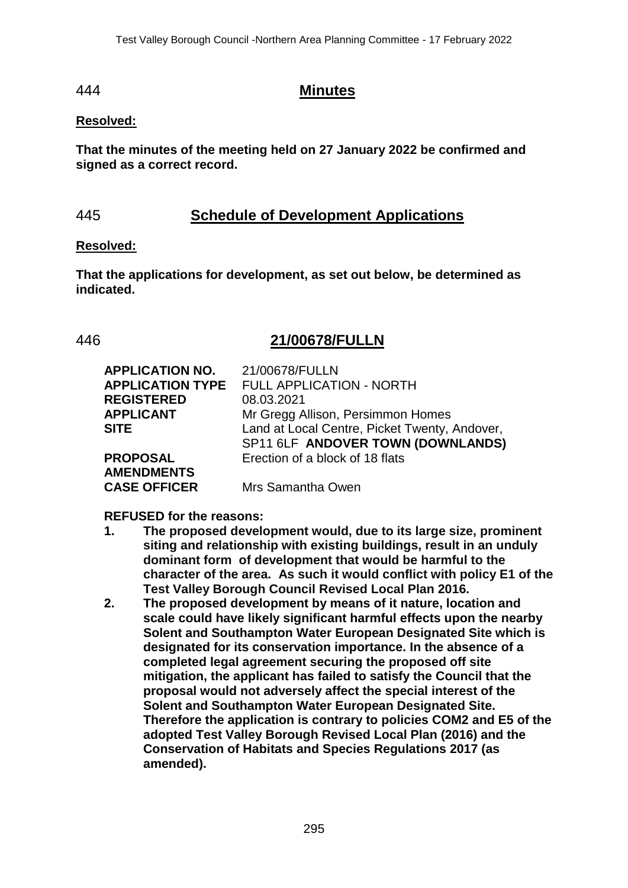## 444 Minutes

**Resolved:**

**That the minutes of the meeting held on 27 January 2022 be confirmed and signed as a correct record.**

## 445 Schedule of Development Applications

**Resolved:**

**That the applications for development, as set out below, be determined as indicated.**

## 446 21/00678/FULLN

| | |
|---|---|
| **APPLICATION NO.** | 21/00678/FULLN |
| **APPLICATION TYPE** | FULL APPLICATION - NORTH |
| **REGISTERED** | 08.03.2021 |
| **APPLICANT** | Mr Gregg Allison, Persimmon Homes |
| **SITE** | Land at Local Centre, Picket Twenty, Andover, SP11 6LF **ANDOVER TOWN (DOWNLANDS)** |
| **PROPOSAL** | Erection of a block of 18 flats |
| **AMENDMENTS** | |
| **CASE OFFICER** | Mrs Samantha Owen |

**REFUSED for the reasons:**

1. **The proposed development would, due to its large size, prominent siting and relationship with existing buildings, result in an unduly dominant form of development that would be harmful to the character of the area. As such it would conflict with policy E1 of the Test Valley Borough Council Revised Local Plan 2016.**
2. **The proposed development by means of it nature, location and scale could have likely significant harmful effects upon the nearby Solent and Southampton Water European Designated Site which is designated for its conservation importance. In the absence of a completed legal agreement securing the proposed off site mitigation, the applicant has failed to satisfy the Council that the proposal would not adversely affect the special interest of the Solent and Southampton Water European Designated Site. Therefore the application is contrary to policies COM2 and E5 of the adopted Test Valley Borough Revised Local Plan (2016) and the Conservation of Habitats and Species Regulations 2017 (as amended).**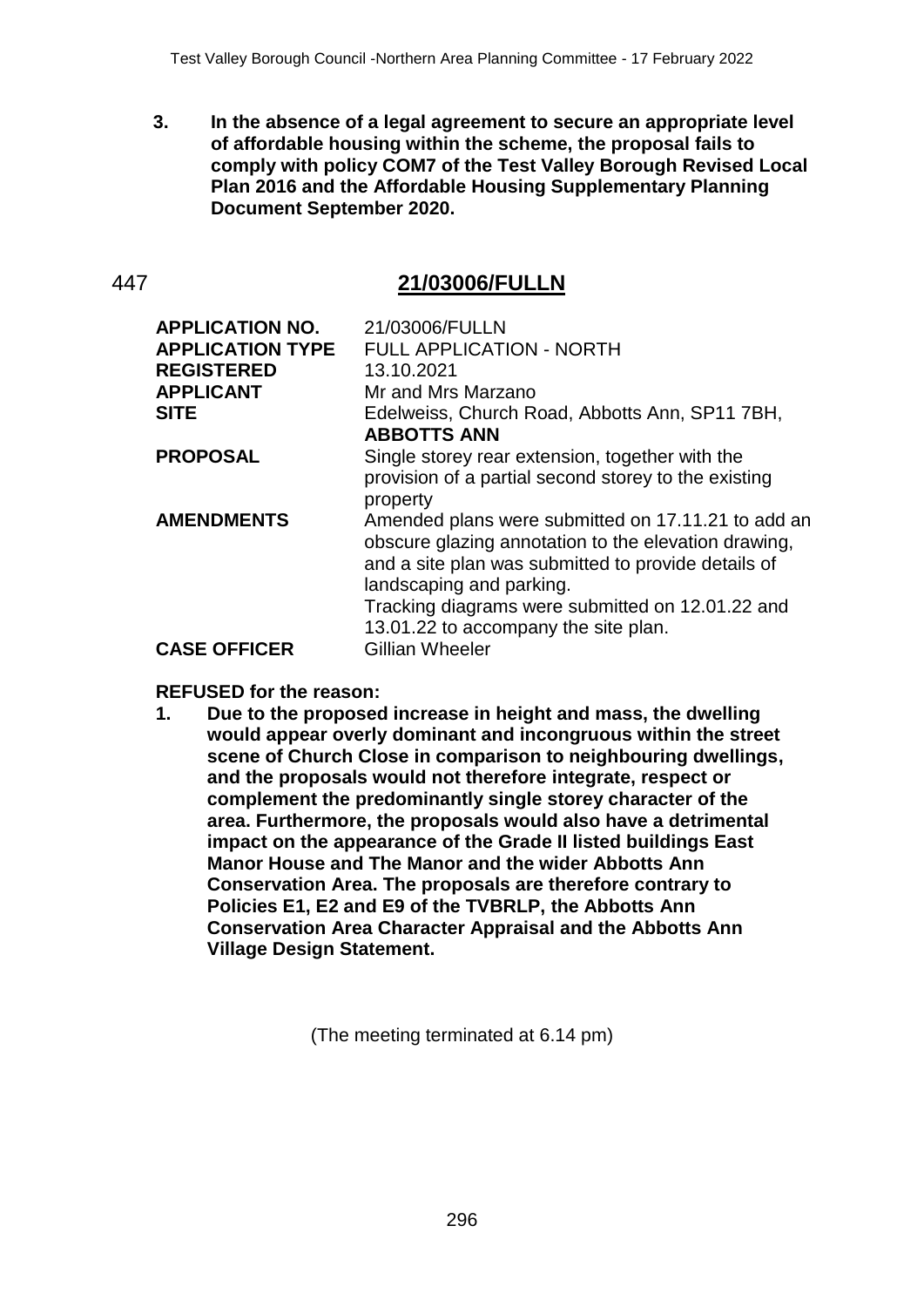**3. In the absence of a legal agreement to secure an appropriate level of affordable housing within the scheme, the proposal fails to comply with policy COM7 of the Test Valley Borough Revised Local Plan 2016 and the Affordable Housing Supplementary Planning Document September 2020.**

## 447 21/03006/FULLN

| | |
|---|---|
| **APPLICATION NO.** | 21/03006/FULLN |
| **APPLICATION TYPE** | FULL APPLICATION - NORTH |
| **REGISTERED** | 13.10.2021 |
| **APPLICANT** | Mr and Mrs Marzano |
| **SITE** | Edelweiss, Church Road, Abbotts Ann, SP11 7BH, **ABBOTTS ANN** |
| **PROPOSAL** | Single storey rear extension, together with the provision of a partial second storey to the existing property |
| **AMENDMENTS** | Amended plans were submitted on 17.11.21 to add an obscure glazing annotation to the elevation drawing, and a site plan was submitted to provide details of landscaping and parking. Tracking diagrams were submitted on 12.01.22 and 13.01.22 to accompany the site plan. |
| **CASE OFFICER** | Gillian Wheeler |

**REFUSED for the reason:**

**1. Due to the proposed increase in height and mass, the dwelling would appear overly dominant and incongruous within the street scene of Church Close in comparison to neighbouring dwellings, and the proposals would not therefore integrate, respect or complement the predominantly single storey character of the area. Furthermore, the proposals would also have a detrimental impact on the appearance of the Grade II listed buildings East Manor House and The Manor and the wider Abbotts Ann Conservation Area. The proposals are therefore contrary to Policies E1, E2 and E9 of the TVBRLP, the Abbotts Ann Conservation Area Character Appraisal and the Abbotts Ann Village Design Statement.**

(The meeting terminated at 6.14 pm)